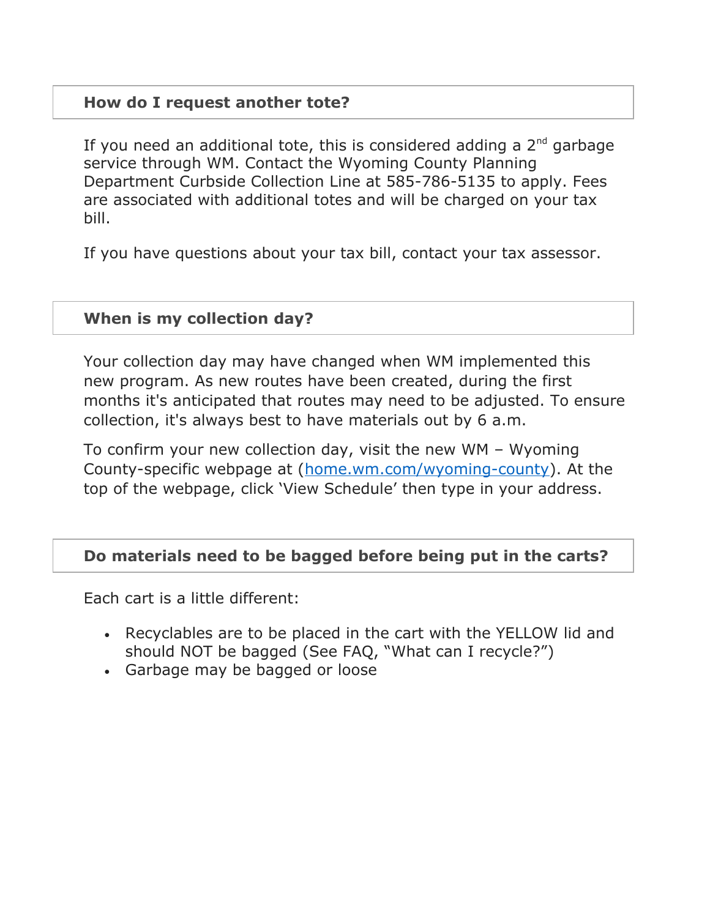### How do I request another tote?

If you need an additional tote, this is considered adding a 2nd garbage service through WM. Contact the Wyoming County Planning Department Curbside Collection Line at 585-786-5135 to apply. Fees are associated with additional totes and will be charged on your tax bill.

If you have questions about your tax bill, contact your tax assessor.

### When is my collection day?

Your collection day may have changed when WM implemented this new program. As new routes have been created, during the first months it's anticipated that routes may need to be adjusted. To ensure collection, it's always best to have materials out by 6 a.m.

To confirm your new collection day, visit the new WM – Wyoming County-specific webpage at ([home.wm.com/wyoming-county](https://home.wm.com/wyoming-county)). At the top of the webpage, click 'View Schedule' then type in your address.

### Do materials need to be bagged before being put in the carts?

Each cart is a little different:

- Recyclables are to be placed in the cart with the YELLOW lid and should NOT be bagged (See FAQ, "What can I recycle?")
- Garbage may be bagged or loose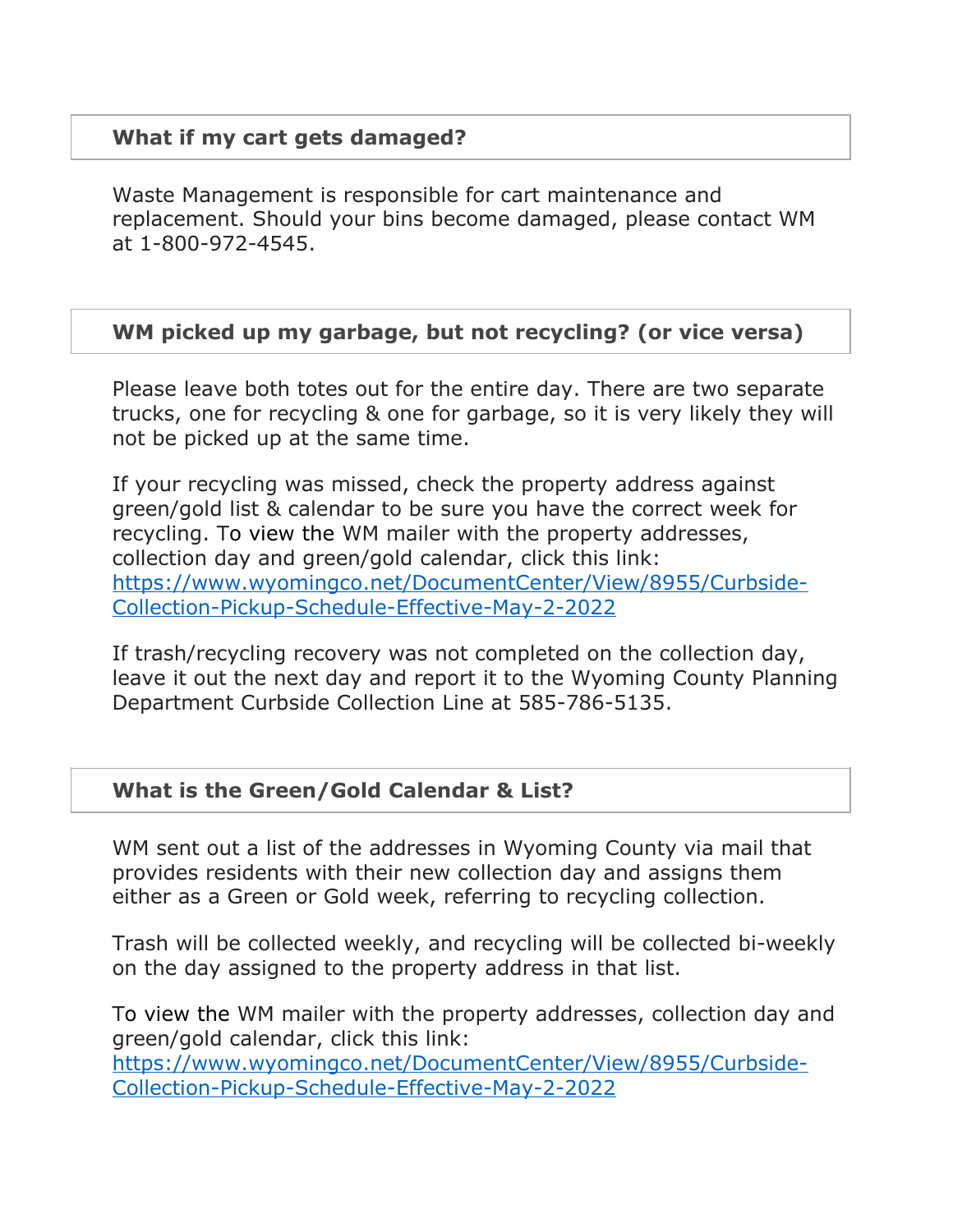### What if my cart gets damaged?

Waste Management is responsible for cart maintenance and replacement. Should your bins become damaged, please contact WM at 1-800-972-4545.

### WM picked up my garbage, but not recycling? (or vice versa)

Please leave both totes out for the entire day. There are two separate trucks, one for recycling & one for garbage, so it is very likely they will not be picked up at the same time.

If your recycling was missed, check the property address against green/gold list & calendar to be sure you have the correct week for recycling. To view the WM mailer with the property addresses, collection day and green/gold calendar, click this link: [https://www.wyomingco.net/DocumentCenter/View/8955/Curbside-Collection-Pickup-Schedule-Effective-May-2-2022](https://www.wyomingco.net/DocumentCenter/View/8955/Curbside-Collection-Pickup-Schedule-Effective-May-2-2022)

If trash/recycling recovery was not completed on the collection day, leave it out the next day and report it to the Wyoming County Planning Department Curbside Collection Line at 585-786-5135.

### What is the Green/Gold Calendar & List?

WM sent out a list of the addresses in Wyoming County via mail that provides residents with their new collection day and assigns them either as a Green or Gold week, referring to recycling collection.

Trash will be collected weekly, and recycling will be collected bi-weekly on the day assigned to the property address in that list.

To view the WM mailer with the property addresses, collection day and green/gold calendar, click this link: [https://www.wyomingco.net/DocumentCenter/View/8955/Curbside-Collection-Pickup-Schedule-Effective-May-2-2022](https://www.wyomingco.net/DocumentCenter/View/8955/Curbside-Collection-Pickup-Schedule-Effective-May-2-2022)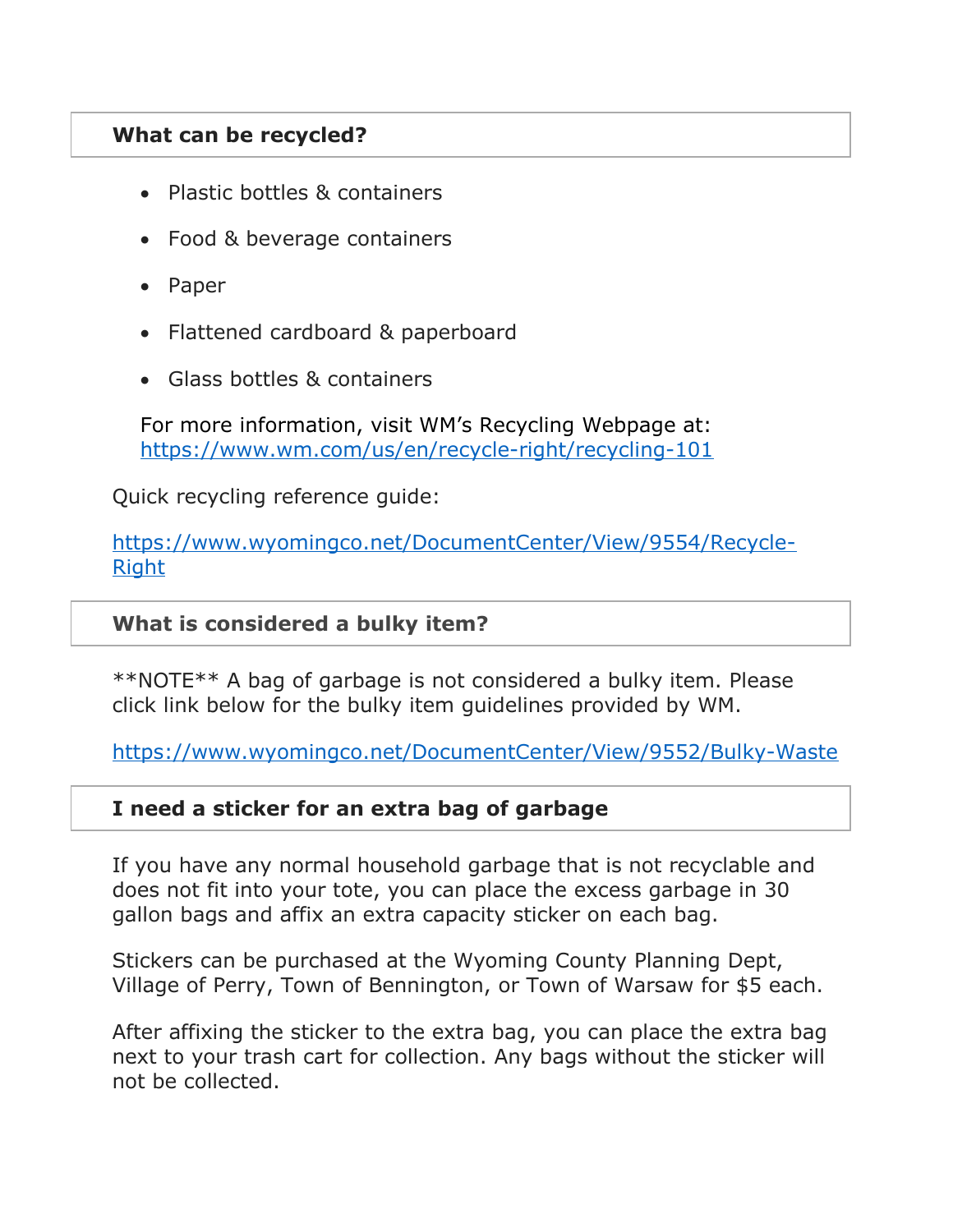## What can be recycled?

- Plastic bottles & containers
- Food & beverage containers
- Paper
- Flattened cardboard & paperboard
- Glass bottles & containers

For more information, visit WM's Recycling Webpage at: https://www.wm.com/us/en/recycle-right/recycling-101

Quick recycling reference guide:

https://www.wyomingco.net/DocumentCenter/View/9554/Recycle-Right

## What is considered a bulky item?

**NOTE** A bag of garbage is not considered a bulky item. Please click link below for the bulky item guidelines provided by WM.

https://www.wyomingco.net/DocumentCenter/View/9552/Bulky-Waste

## I need a sticker for an extra bag of garbage

If you have any normal household garbage that is not recyclable and does not fit into your tote, you can place the excess garbage in 30 gallon bags and affix an extra capacity sticker on each bag.

Stickers can be purchased at the Wyoming County Planning Dept, Village of Perry, Town of Bennington, or Town of Warsaw for $5 each.

After affixing the sticker to the extra bag, you can place the extra bag next to your trash cart for collection. Any bags without the sticker will not be collected.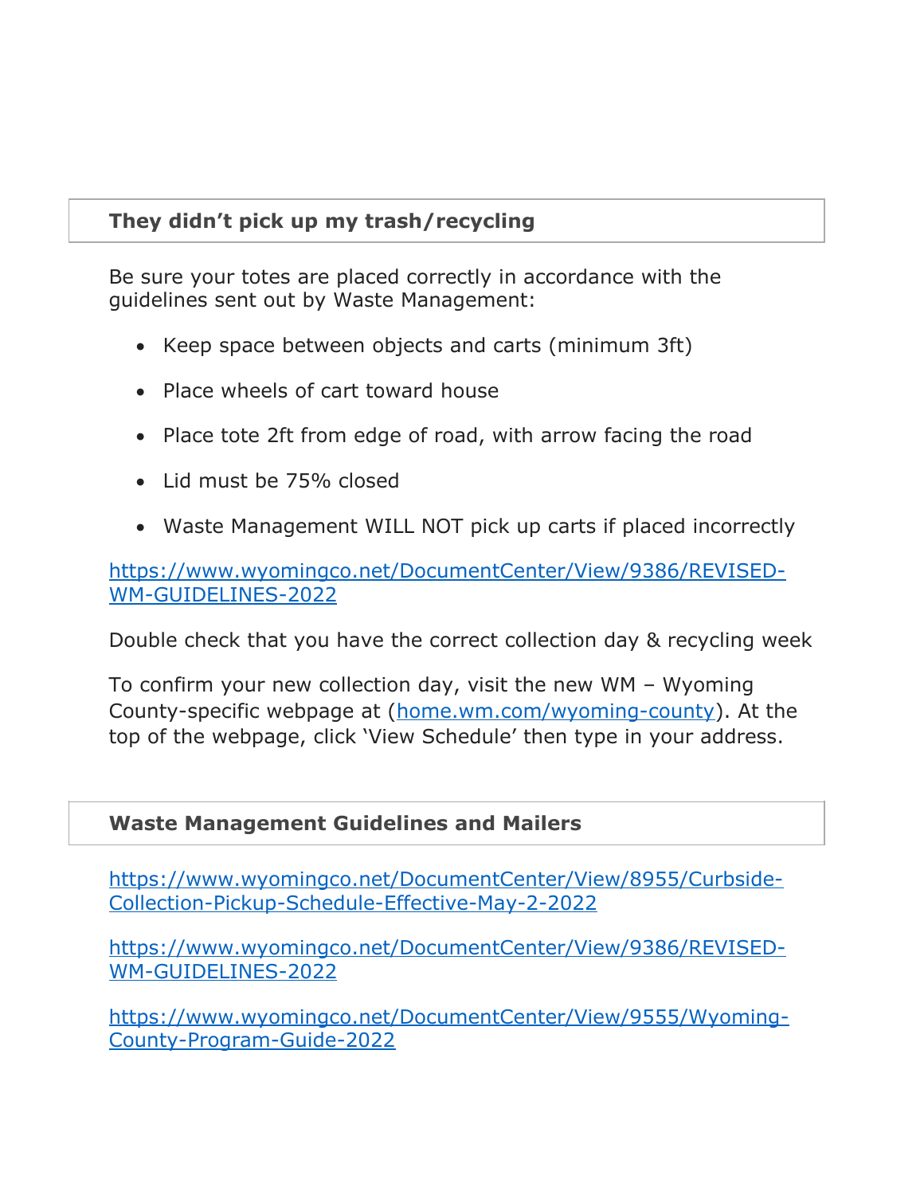### They didn't pick up my trash/recycling

Be sure your totes are placed correctly in accordance with the guidelines sent out by Waste Management:

- Keep space between objects and carts (minimum 3ft)
- Place wheels of cart toward house
- Place tote 2ft from edge of road, with arrow facing the road
- Lid must be 75% closed
- Waste Management WILL NOT pick up carts if placed incorrectly

https://www.wyomingco.net/DocumentCenter/View/9386/REVISED-WM-GUIDELINES-2022

Double check that you have the correct collection day & recycling week

To confirm your new collection day, visit the new WM – Wyoming County-specific webpage at (home.wm.com/wyoming-county). At the top of the webpage, click 'View Schedule' then type in your address.

### Waste Management Guidelines and Mailers

https://www.wyomingco.net/DocumentCenter/View/8955/Curbside-Collection-Pickup-Schedule-Effective-May-2-2022

https://www.wyomingco.net/DocumentCenter/View/9386/REVISED-WM-GUIDELINES-2022

https://www.wyomingco.net/DocumentCenter/View/9555/Wyoming-County-Program-Guide-2022